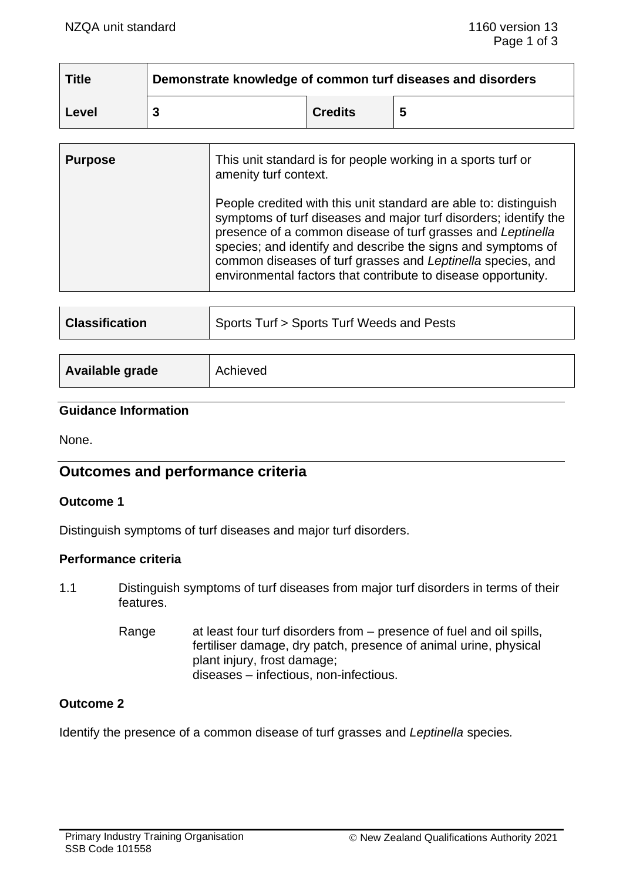| Title | Demonstrate knowledge of common turf diseases and disorders | | |
|---|---|---|---|
| Level | 3 | Credits | 5 |

| Purpose | This unit standard is for people working in a sports turf or amenity turf context.<br><br>People credited with this unit standard are able to: distinguish symptoms of turf diseases and major turf disorders; identify the presence of a common disease of turf grasses and *Leptinella* species; and identify and describe the signs and symptoms of common diseases of turf grasses and *Leptinella* species, and environmental factors that contribute to disease opportunity. |
|---|---|

| Classification | Sports Turf > Sports Turf Weeds and Pests |
|---|---|

| Available grade | Achieved |
|---|---|

### Guidance Information

None.

## Outcomes and performance criteria

### Outcome 1

Distinguish symptoms of turf diseases and major turf disorders.

### Performance criteria

1.1 Distinguish symptoms of turf diseases from major turf disorders in terms of their features.

Range at least four turf disorders from – presence of fuel and oil spills, fertiliser damage, dry patch, presence of animal urine, physical plant injury, frost damage;
diseases – infectious, non-infectious.

### Outcome 2

Identify the presence of a common disease of turf grasses and *Leptinella* species.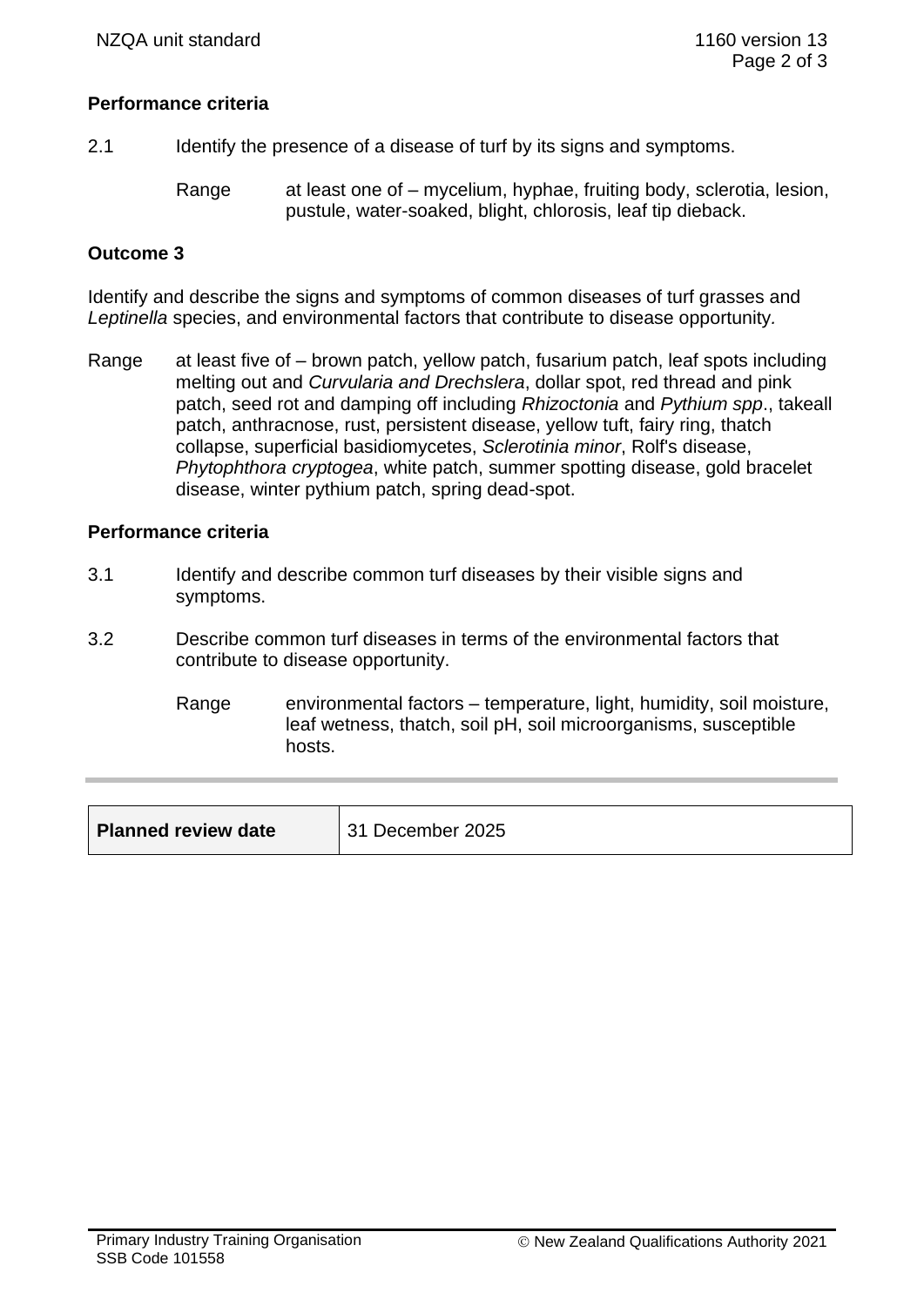**Performance criteria**

2.1 Identify the presence of a disease of turf by its signs and symptoms.

Range at least one of – mycelium, hyphae, fruiting body, sclerotia, lesion, pustule, water-soaked, blight, chlorosis, leaf tip dieback.

**Outcome 3**

Identify and describe the signs and symptoms of common diseases of turf grasses and *Leptinella* species, and environmental factors that contribute to disease opportunity.

Range at least five of – brown patch, yellow patch, fusarium patch, leaf spots including melting out and *Curvularia and Drechslera*, dollar spot, red thread and pink patch, seed rot and damping off including *Rhizoctonia* and *Pythium spp*., takeall patch, anthracnose, rust, persistent disease, yellow tuft, fairy ring, thatch collapse, superficial basidiomycetes, *Sclerotinia minor*, Rolf's disease, *Phytophthora cryptogea*, white patch, summer spotting disease, gold bracelet disease, winter pythium patch, spring dead-spot.

**Performance criteria**

3.1 Identify and describe common turf diseases by their visible signs and symptoms.

3.2 Describe common turf diseases in terms of the environmental factors that contribute to disease opportunity.

Range environmental factors – temperature, light, humidity, soil moisture, leaf wetness, thatch, soil pH, soil microorganisms, susceptible hosts.

| **Planned review date** | 31 December 2025 |
|---|---|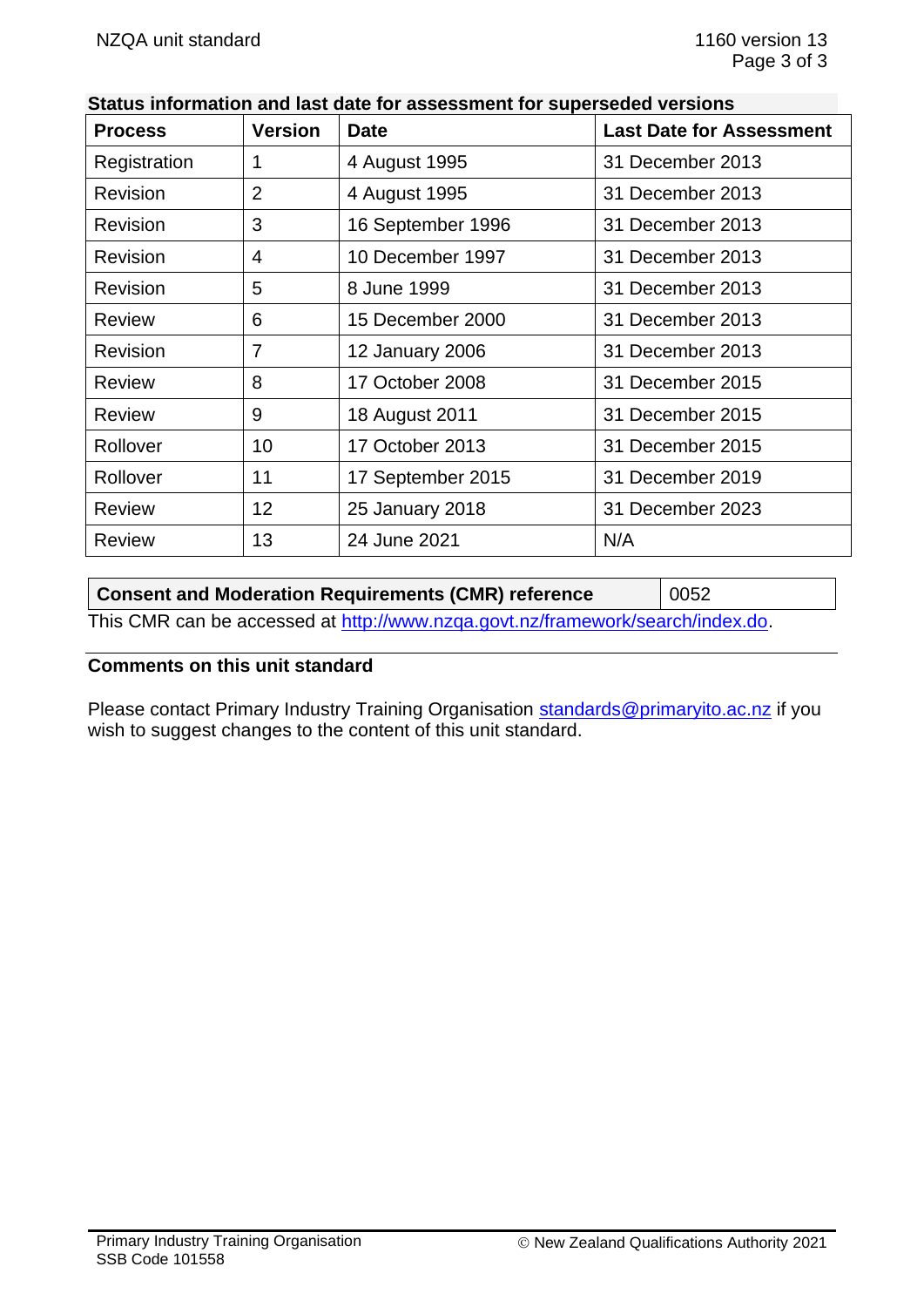**Status information and last date for assessment for superseded versions**

| Process | Version | Date | Last Date for Assessment |
|---|---|---|---|
| Registration | 1 | 4 August 1995 | 31 December 2013 |
| Revision | 2 | 4 August 1995 | 31 December 2013 |
| Revision | 3 | 16 September 1996 | 31 December 2013 |
| Revision | 4 | 10 December 1997 | 31 December 2013 |
| Revision | 5 | 8 June 1999 | 31 December 2013 |
| Review | 6 | 15 December 2000 | 31 December 2013 |
| Revision | 7 | 12 January 2006 | 31 December 2013 |
| Review | 8 | 17 October 2008 | 31 December 2015 |
| Review | 9 | 18 August 2011 | 31 December 2015 |
| Rollover | 10 | 17 October 2013 | 31 December 2015 |
| Rollover | 11 | 17 September 2015 | 31 December 2019 |
| Review | 12 | 25 January 2018 | 31 December 2023 |
| Review | 13 | 24 June 2021 | N/A |

| Consent and Moderation Requirements (CMR) reference | 0052 |
|---|---|

This CMR can be accessed at http://www.nzqa.govt.nz/framework/search/index.do.

**Comments on this unit standard**

Please contact Primary Industry Training Organisation standards@primaryito.ac.nz if you wish to suggest changes to the content of this unit standard.

Primary Industry Training Organisation
SSB Code 101558

© New Zealand Qualifications Authority 2021